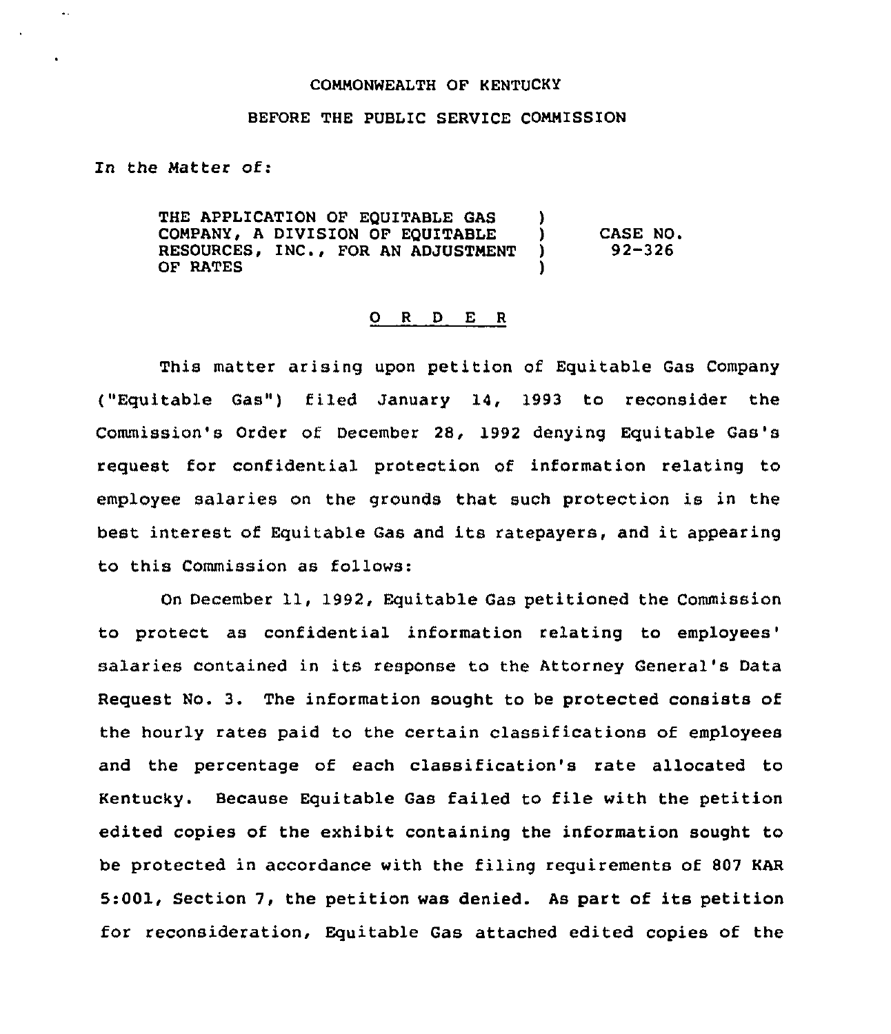COMMONWEALTH OF KENTUCKY

BEFORE THE PUBLIC SERVICE COMMISSION

In the Matter of:

| | | |
|---|---|---|
| THE APPLICATION OF EQUITABLE GAS COMPANY, A DIVISION OF EQUITABLE RESOURCES, INC., FOR AN ADJUSTMENT OF RATES | ) ) ) ) | CASE NO. 92-326 |

# O R D E R

This matter arising upon petition of Equitable Gas Company ("Equitable Gas") filed January 14, 1993 to reconsider the Commission's Order of December 28, 1992 denying Equitable Gas's request for confidential protection of information relating to employee salaries on the grounds that such protection is in the best interest of Equitable Gas and its ratepayers, and it appearing to this Commission as follows:

On December 11, 1992, Equitable Gas petitioned the Commission to protect as confidential information relating to employees' salaries contained in its response to the Attorney General's Data Request No. 3. The information sought to be protected consists of the hourly rates paid to the certain classifications of employees and the percentage of each classification's rate allocated to Kentucky. Because Equitable Gas failed to file with the petition edited copies of the exhibit containing the information sought to be protected in accordance with the filing requirements of 807 KAR 5:001, Section 7, the petition was denied. As part of its petition for reconsideration, Equitable Gas attached edited copies of the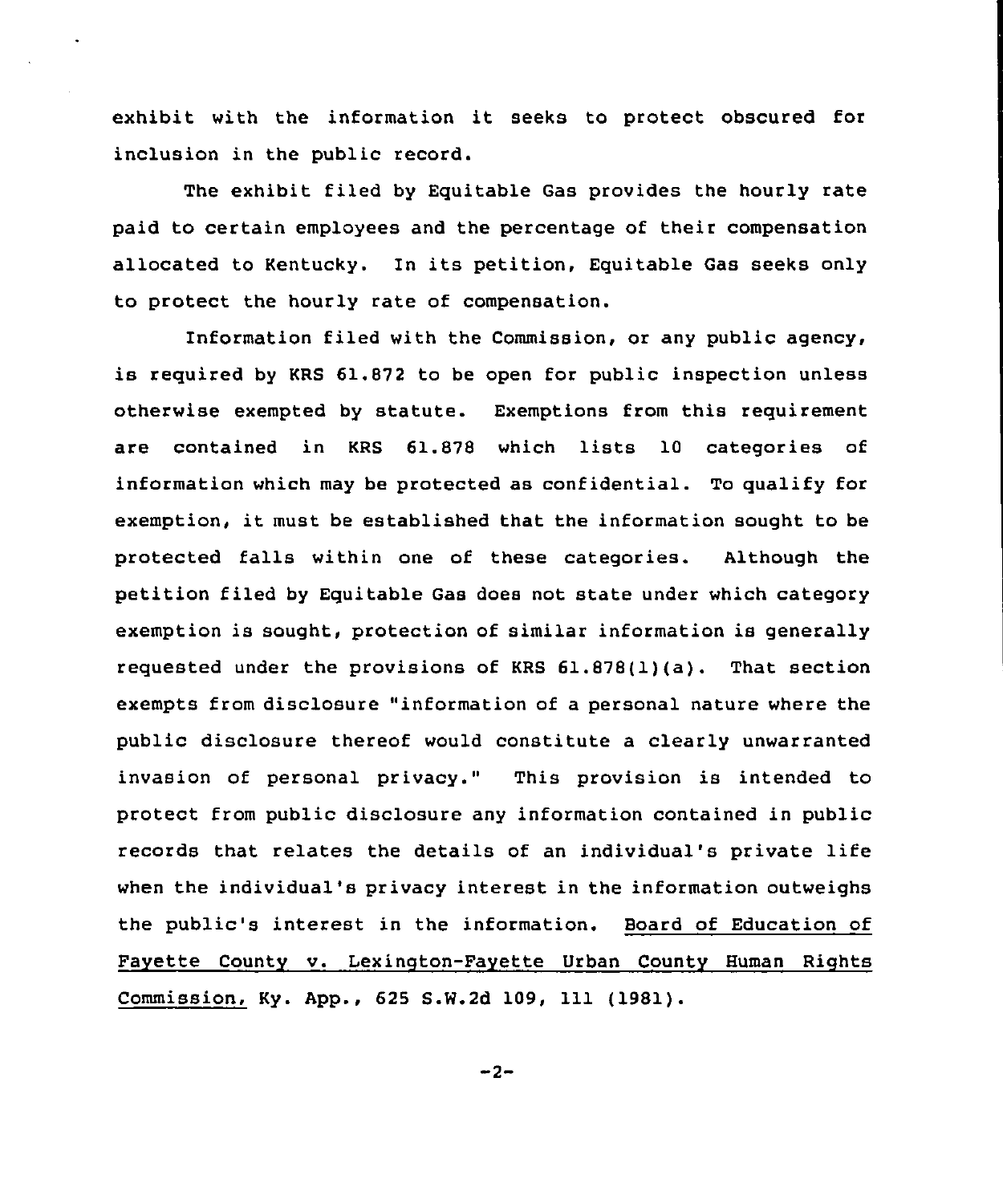exhibit with the information it seeks to protect obscured for inclusion in the public record.

The exhibit filed by Equitable Gas provides the hourly rate paid to certain employees and the percentage of their compensation allocated to Kentucky. In its petition, Equitable Gas seeks only to protect the hourly rate of compensation.

Information filed with the Commission, or any public agency, is required by KRS 61.872 to be open for public inspection unless otherwise exempted by statute. Exemptions from this requirement are contained in KRS 61.878 which lists 10 categories of information which may be protected as confidential. To qualify for exemption, it must be established that the information sought to be protected falls within one of these categories. Although the petition filed by Equitable Gas does not state under which category exemption is sought, protection of similar information is generally requested under the provisions of KRS 61.878(1)(a). That section exempts from disclosure "information of a personal nature where the public disclosure thereof would constitute a clearly unwarranted invasion of personal privacy." This provision is intended to protect from public disclosure any information contained in public records that relates the details of an individual's private life when the individual's privacy interest in the information outweighs the public's interest in the information. Board of Education of Fayette County v. Lexington-Fayette Urban County Human Rights Commission, Ky. App., 625 S.W.2d 109, 111 (1981).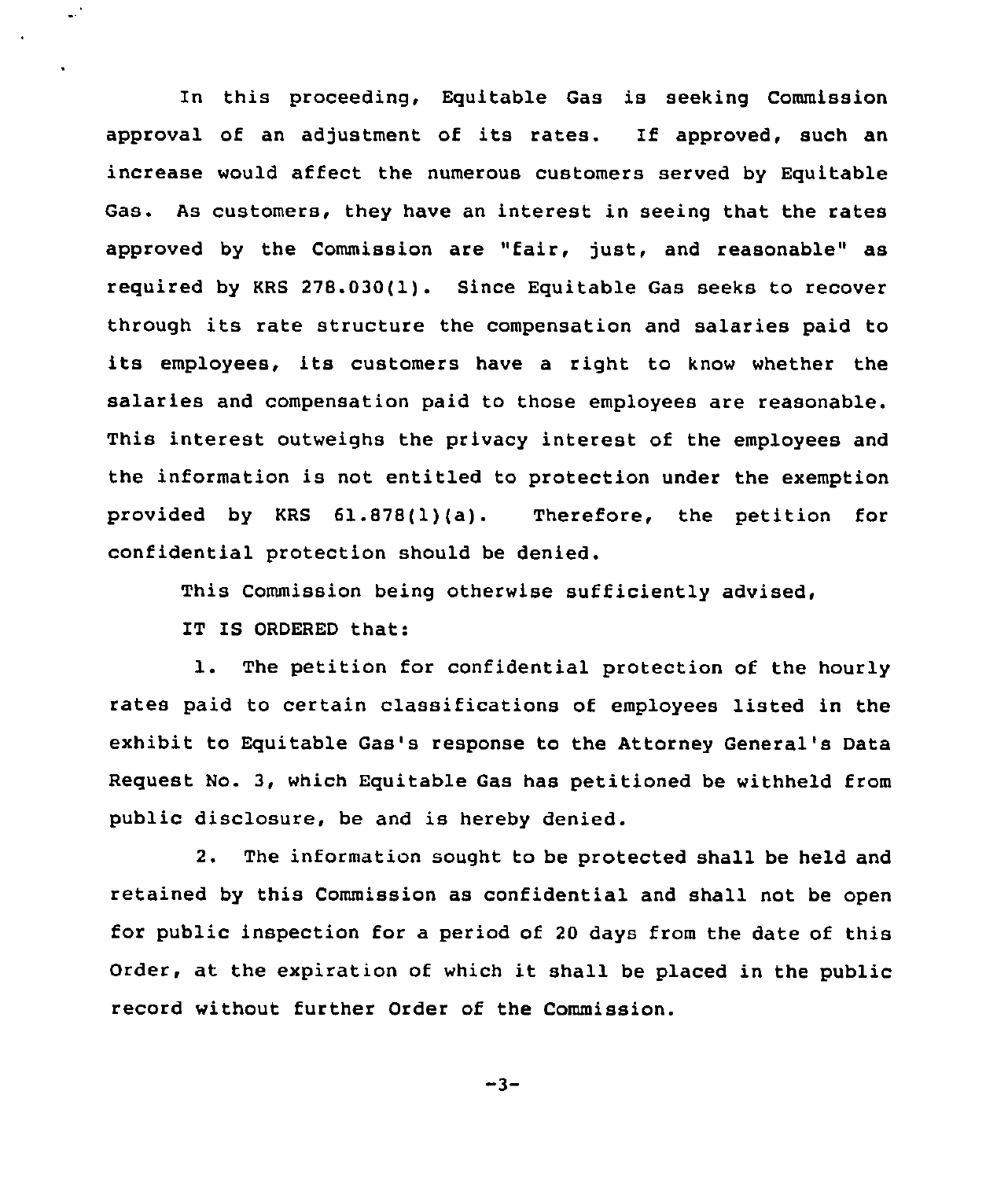In this proceeding, Equitable Gas is seeking Commission approval of an adjustment of its rates. If approved, such an increase would affect the numerous customers served by Equitable Gas. As customers, they have an interest in seeing that the rates approved by the Commission are "fair, just, and reasonable" as required by KRS 278.030(1). Since Equitable Gas seeks to recover through its rate structure the compensation and salaries paid to its employees, its customers have a right to know whether the salaries and compensation paid to those employees are reasonable. This interest outweighs the privacy interest of the employees and the information is not entitled to protection under the exemption provided by KRS 61.878(1)(a). Therefore, the petition for confidential protection should be denied.

This Commission being otherwise sufficiently advised,

IT IS ORDERED that:

1. The petition for confidential protection of the hourly rates paid to certain classifications of employees listed in the exhibit to Equitable Gas's response to the Attorney General's Data Request No. 3, which Equitable Gas has petitioned be withheld from public disclosure, be and is hereby denied.

2. The information sought to be protected shall be held and retained by this Commission as confidential and shall not be open for public inspection for a period of 20 days from the date of this Order, at the expiration of which it shall be placed in the public record without further Order of the Commission.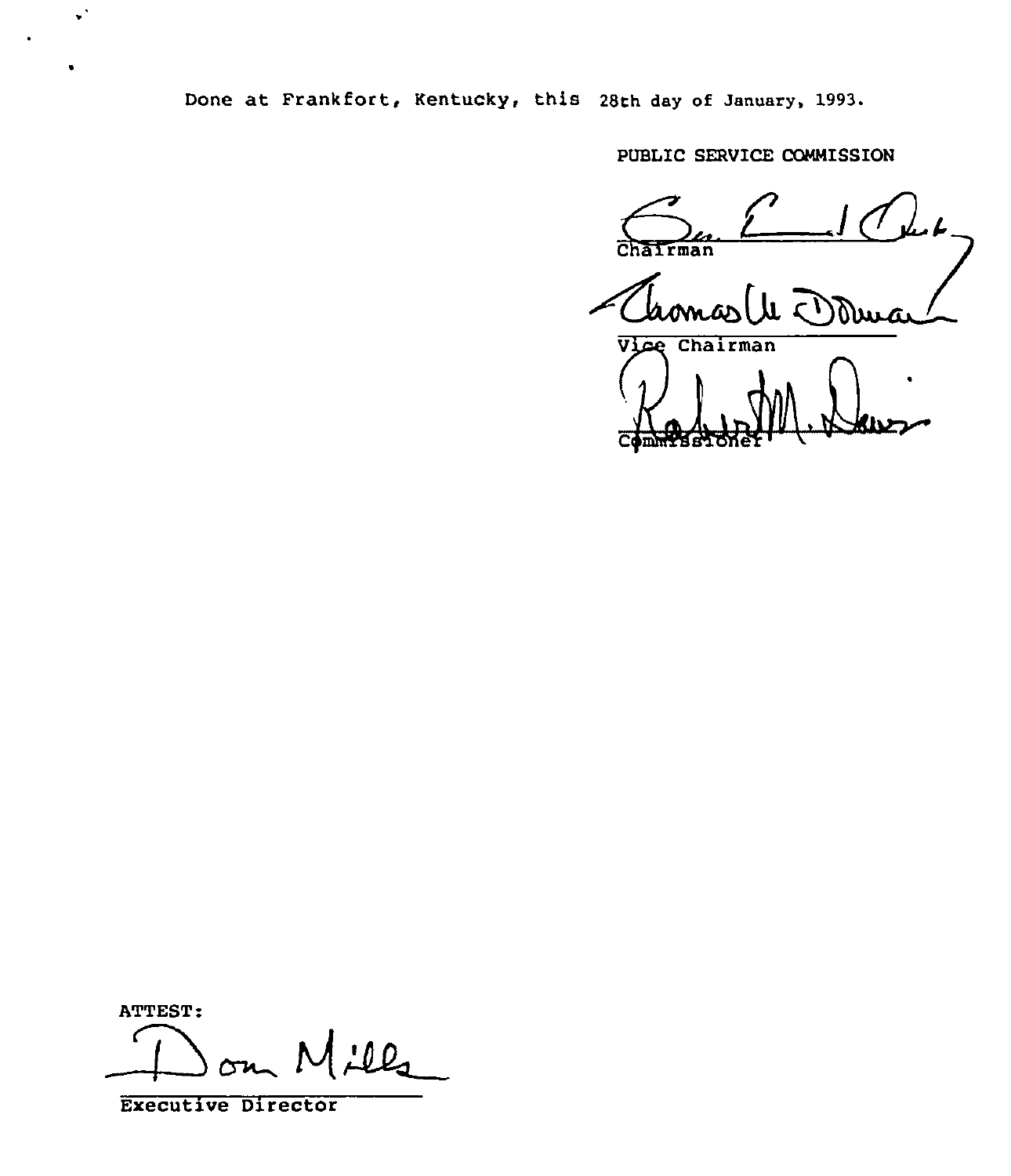Done at Frankfort, Kentucky, this 28th day of January, 1993.

PUBLIC SERVICE COMMISSION

Chairman

Vice Chairman

Commissioner

ATTEST:

Executive Director